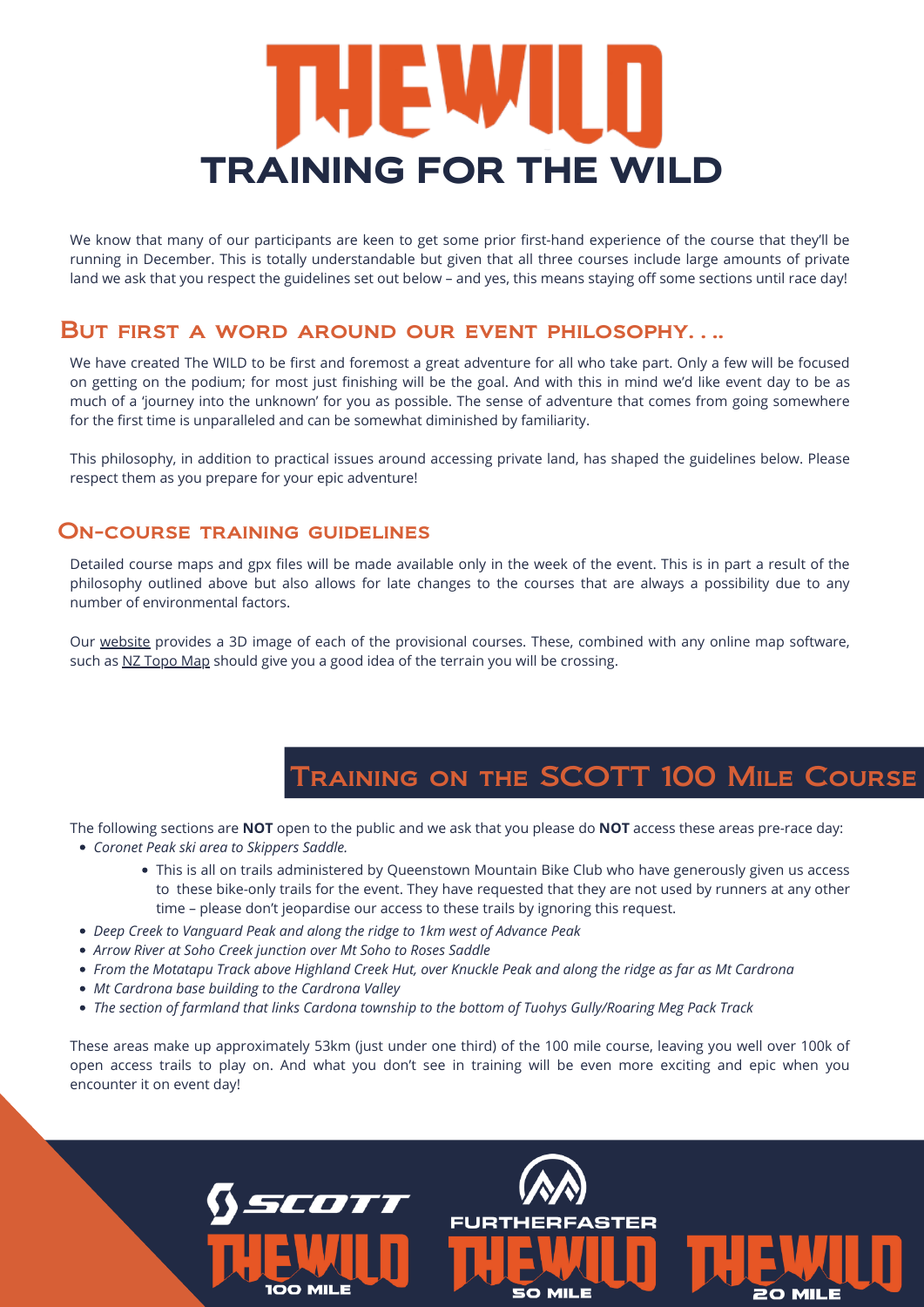# THE WILD

# TRAINING FOR THE WILD

We know that many of our participants are keen to get some prior first-hand experience of the course that they'll be running in December. This is totally understandable but given that all three courses include large amounts of private land we ask that you respect the guidelines set out below – and yes, this means staying off some sections until race day!

## But first a word around our event philosophy. . ..

We have created The WILD to be first and foremost a great adventure for all who take part. Only a few will be focused on getting on the podium; for most just finishing will be the goal. And with this in mind we'd like event day to be as much of a 'journey into the unknown' for you as possible. The sense of adventure that comes from going somewhere for the first time is unparalleled and can be somewhat diminished by familiarity.

This philosophy, in addition to practical issues around accessing private land, has shaped the guidelines below. Please respect them as you prepare for your epic adventure!

## On-course training guidelines

Detailed course maps and gpx files will be made available only in the week of the event. This is in part a result of the philosophy outlined above but also allows for late changes to the courses that are always a possibility due to any number of environmental factors.

Our website provides a 3D image of each of the provisional courses. These, combined with any online map software, such as NZ Topo Map should give you a good idea of the terrain you will be crossing.

## Training on the SCOTT 100 Mile Course

The following sections are **NOT** open to the public and we ask that you please do **NOT** access these areas pre-race day:

- *Coronet Peak ski area to Skippers Saddle.*
    - This is all on trails administered by Queenstown Mountain Bike Club who have generously given us access to these bike-only trails for the event. They have requested that they are not used by runners at any other time – please don't jeopardise our access to these trails by ignoring this request.
- *Deep Creek to Vanguard Peak and along the ridge to 1km west of Advance Peak*
- *Arrow River at Soho Creek junction over Mt Soho to Roses Saddle*
- *From the Motatapu Track above Highland Creek Hut, over Knuckle Peak and along the ridge as far as Mt Cardrona*
- *Mt Cardrona base building to the Cardrona Valley*
- *The section of farmland that links Cardona township to the bottom of Tuohys Gully/Roaring Meg Pack Track*

These areas make up approximately 53km (just under one third) of the 100 mile course, leaving you well over 100k of open access trails to play on. And what you don't see in training will be even more exciting and epic when you encounter it on event day!

SCOTT THE WILD 100 MILE

FURTHERFASTER THE WILD 50 MILE

THE WILD 20 MILE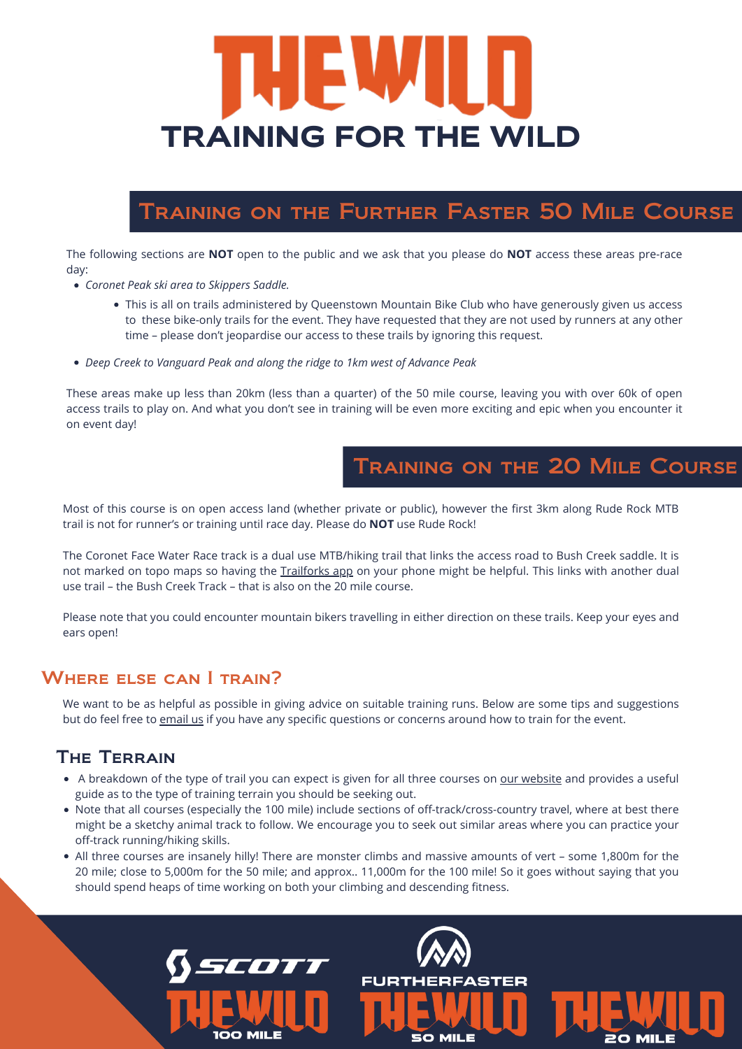# THE WILD

# TRAINING FOR THE WILD

## Training on the Further Faster 50 Mile Course

The following sections are **NOT** open to the public and we ask that you please do **NOT** access these areas pre-race day:

- *Coronet Peak ski area to Skippers Saddle.*
  - This is all on trails administered by Queenstown Mountain Bike Club who have generously given us access to these bike-only trails for the event. They have requested that they are not used by runners at any other time – please don't jeopardise our access to these trails by ignoring this request.
- *Deep Creek to Vanguard Peak and along the ridge to 1km west of Advance Peak*

These areas make up less than 20km (less than a quarter) of the 50 mile course, leaving you with over 60k of open access trails to play on. And what you don't see in training will be even more exciting and epic when you encounter it on event day!

## Training on the 20 Mile Course

Most of this course is on open access land (whether private or public), however the first 3km along Rude Rock MTB trail is not for runner's or training until race day. Please do **NOT** use Rude Rock!

The Coronet Face Water Race track is a dual use MTB/hiking trail that links the access road to Bush Creek saddle. It is not marked on topo maps so having the Trailforks app on your phone might be helpful. This links with another dual use trail – the Bush Creek Track – that is also on the 20 mile course.

Please note that you could encounter mountain bikers travelling in either direction on these trails. Keep your eyes and ears open!

## Where else can I train?

We want to be as helpful as possible in giving advice on suitable training runs. Below are some tips and suggestions but do feel free to email us if you have any specific questions or concerns around how to train for the event.

### The Terrain

- A breakdown of the type of trail you can expect is given for all three courses on our website and provides a useful guide as to the type of training terrain you should be seeking out.
- Note that all courses (especially the 100 mile) include sections of off-track/cross-country travel, where at best there might be a sketchy animal track to follow. We encourage you to seek out similar areas where you can practice your off-track running/hiking skills.
- All three courses are insanely hilly! There are monster climbs and massive amounts of vert – some 1,800m for the 20 mile; close to 5,000m for the 50 mile; and approx.. 11,000m for the 100 mile! So it goes without saying that you should spend heaps of time working on both your climbing and descending fitness.

SCOTT THE WILD 100 MILE | FURTHERFASTER THE WILD 50 MILE | THE WILD 20 MILE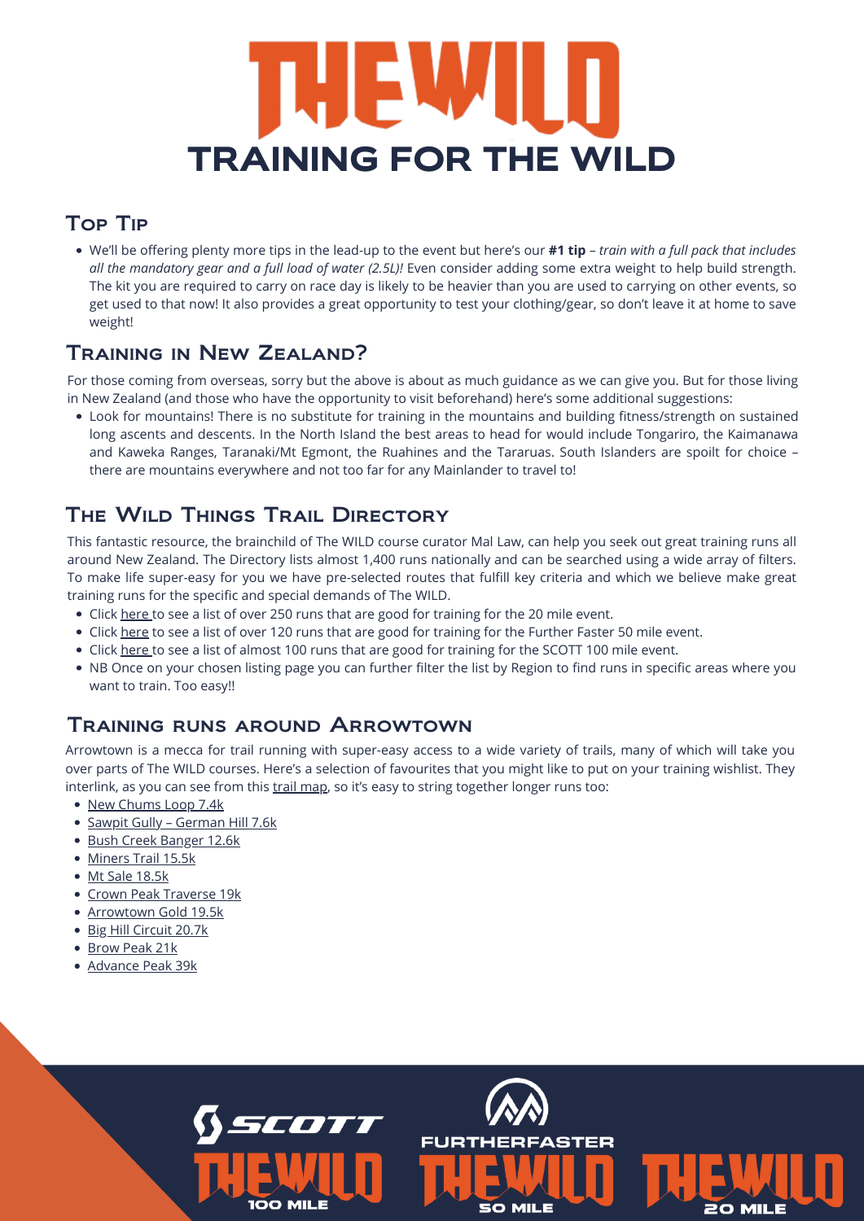# THE WILD

# TRAINING FOR THE WILD

## Top Tip

- We'll be offering plenty more tips in the lead-up to the event but here's our **#1 tip** – *train with a full pack that includes all the mandatory gear and a full load of water (2.5L)!* Even consider adding some extra weight to help build strength. The kit you are required to carry on race day is likely to be heavier than you are used to carrying on other events, so get used to that now! It also provides a great opportunity to test your clothing/gear, so don't leave it at home to save weight!

## Training in New Zealand?

For those coming from overseas, sorry but the above is about as much guidance as we can give you. But for those living in New Zealand (and those who have the opportunity to visit beforehand) here's some additional suggestions:

- Look for mountains! There is no substitute for training in the mountains and building fitness/strength on sustained long ascents and descents. In the North Island the best areas to head for would include Tongariro, the Kaimanawa and Kaweka Ranges, Taranaki/Mt Egmont, the Ruahines and the Tararuas. South Islanders are spoilt for choice – there are mountains everywhere and not too far for any Mainlander to travel to!

## The Wild Things Trail Directory

This fantastic resource, the brainchild of The WILD course curator Mal Law, can help you seek out great training runs all around New Zealand. The Directory lists almost 1,400 runs nationally and can be searched using a wide array of filters. To make life super-easy for you we have pre-selected routes that fulfill key criteria and which we believe make great training runs for the specific and special demands of The WILD.

- Click here to see a list of over 250 runs that are good for training for the 20 mile event.
- Click here to see a list of over 120 runs that are good for training for the Further Faster 50 mile event.
- Click here to see a list of almost 100 runs that are good for training for the SCOTT 100 mile event.
- NB Once on your chosen listing page you can further filter the list by Region to find runs in specific areas where you want to train. Too easy!!

## Training runs around Arrowtown

Arrowtown is a mecca for trail running with super-easy access to a wide variety of trails, many of which will take you over parts of The WILD courses. Here's a selection of favourites that you might like to put on your training wishlist. They interlink, as you can see from this trail map, so it's easy to string together longer runs too:

- New Chums Loop 7.4k
- Sawpit Gully – German Hill 7.6k
- Bush Creek Banger 12.6k
- Miners Trail 15.5k
- Mt Sale 18.5k
- Crown Peak Traverse 19k
- Arrowtown Gold 19.5k
- Big Hill Circuit 20.7k
- Brow Peak 21k
- Advance Peak 39k

SCOTT THE WILD 100 MILE | FURTHERFASTER THE WILD 50 MILE | THE WILD 20 MILE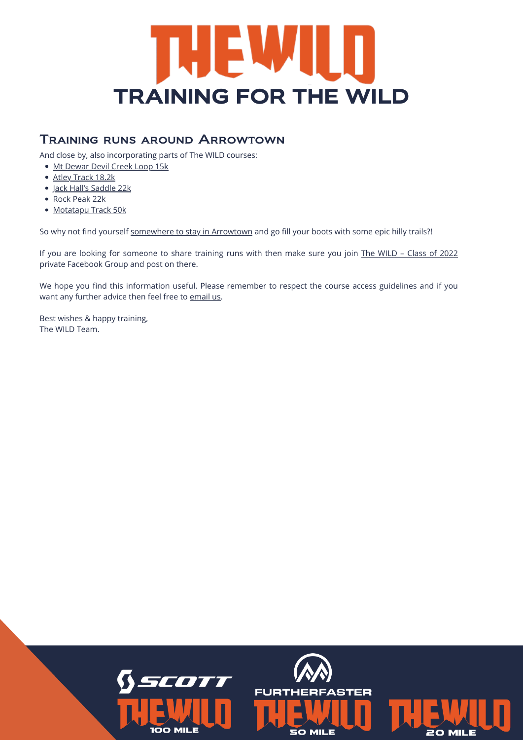# TRAINING FOR THE WILD

## Training runs around Arrowtown

And close by, also incorporating parts of The WILD courses:

- Mt Dewar Devil Creek Loop 15k
- Atley Track 18.2k
- Jack Hall's Saddle 22k
- Rock Peak 22k
- Motatapu Track 50k

So why not find yourself somewhere to stay in Arrowtown and go fill your boots with some epic hilly trails?!

If you are looking for someone to share training runs with then make sure you join The WILD – Class of 2022 private Facebook Group and post on there.

We hope you find this information useful. Please remember to respect the course access guidelines and if you want any further advice then feel free to email us.

Best wishes & happy training,
The WILD Team.